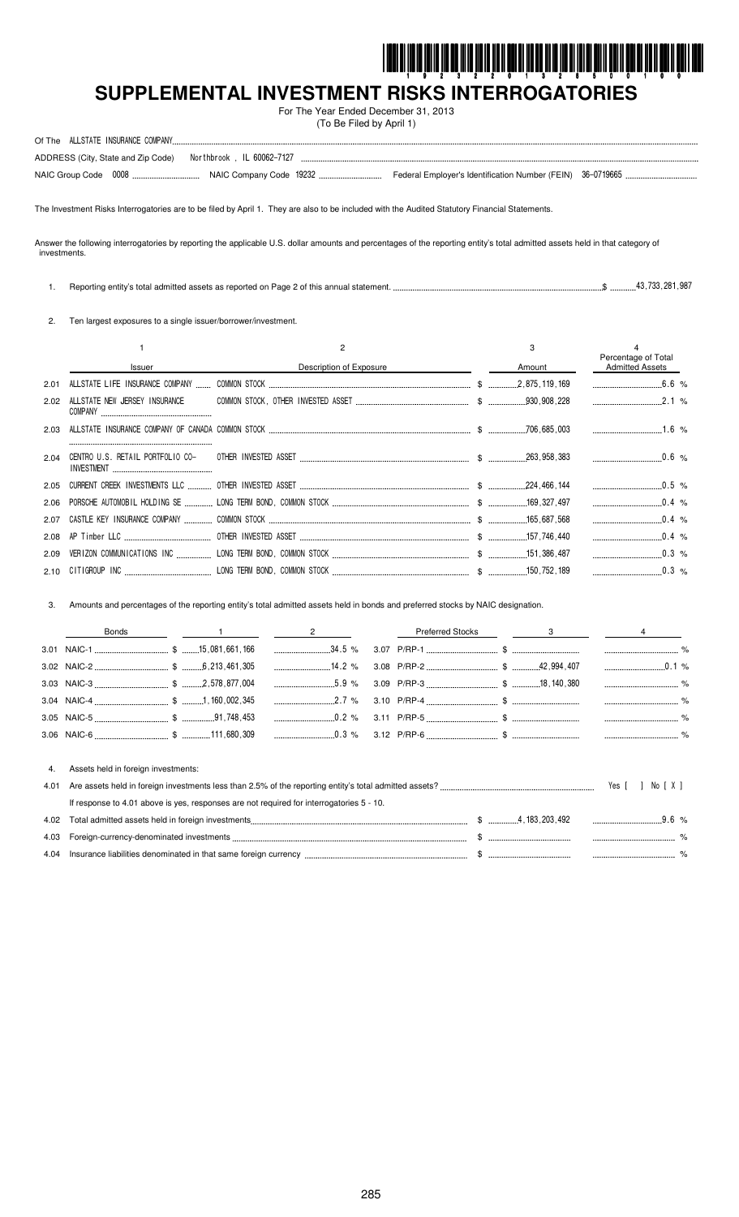# SUPPLEMENTAL INVESTMENT RISKS INTERROGATORIES

For The Year Ended December 31, 2013
(To Be Filed by April 1)

Of The ALLSTATE INSURANCE COMPANY

ADDRESS (City, State and Zip Code) Northbrook , IL 60062-7127

NAIC Group Code 0008 NAIC Company Code 19232 Federal Employer's Identification Number (FEIN) 36-0719665

The Investment Risks Interrogatories are to be filed by April 1. They are also to be included with the Audited Statutory Financial Statements.

Answer the following interrogatories by reporting the applicable U.S. dollar amounts and percentages of the reporting entity's total admitted assets held in that category of investments.

1. Reporting entity's total admitted assets as reported on Page 2 of this annual statement. $ 43,733,281,987

2. Ten largest exposures to a single issuer/borrower/investment.

| | 1<br>Issuer | 2<br>Description of Exposure | 3<br>Amount | 4<br>Percentage of Total Admitted Assets |
|---|---|---|---|---|
| 2.01 | ALLSTATE LIFE INSURANCE COMPANY | COMMON STOCK | $ 2,875,119,169 | 6.6 % |
| 2.02 | ALLSTATE NEW JERSEY INSURANCE COMPANY | COMMON STOCK, OTHER INVESTED ASSET | $ 930,908,228 | 2.1 % |
| 2.03 | ALLSTATE INSURANCE COMPANY OF CANADA | COMMON STOCK | $ 706,685,003 | 1.6 % |
| 2.04 | CENTRO U.S. RETAIL PORTFOLIO CO-INVESTMENT | OTHER INVESTED ASSET | $ 263,958,383 | 0.6 % |
| 2.05 | CURRENT CREEK INVESTMENTS LLC | OTHER INVESTED ASSET | $ 224,466,144 | 0.5 % |
| 2.06 | PORSCHE AUTOMOBIL HOLDING SE | LONG TERM BOND, COMMON STOCK | $ 169,327,497 | 0.4 % |
| 2.07 | CASTLE KEY INSURANCE COMPANY | COMMON STOCK | $ 165,687,568 | 0.4 % |
| 2.08 | AP Timber LLC | OTHER INVESTED ASSET | $ 157,746,440 | 0.4 % |
| 2.09 | VERIZON COMMUNICATIONS INC | LONG TERM BOND, COMMON STOCK | $ 151,386,487 | 0.3 % |
| 2.10 | CITIGROUP INC | LONG TERM BOND, COMMON STOCK | $ 150,752,189 | 0.3 % |

3. Amounts and percentages of the reporting entity's total admitted assets held in bonds and preferred stocks by NAIC designation.

| Bonds | 1 | 2 | Preferred Stocks | 3 | 4 |
|---|---|---|---|---|---|
| 3.01 NAIC-1 | $ 15,081,661,166 | 34.5 % | 3.07 P/RP-1 | $ | % |
| 3.02 NAIC-2 | $ 6,213,461,305 | 14.2 % | 3.08 P/RP-2 | $ 42,994,407 | 0.1 % |
| 3.03 NAIC-3 | $ 2,578,877,004 | 5.9 % | 3.09 P/RP-3 | $ 18,140,380 | % |
| 3.04 NAIC-4 | $ 1,160,002,345 | 2.7 % | 3.10 P/RP-4 | $ | % |
| 3.05 NAIC-5 | $ 91,748,453 | 0.2 % | 3.11 P/RP-5 | $ | % |
| 3.06 NAIC-6 | $ 111,680,309 | 0.3 % | 3.12 P/RP-6 | $ | % |

4. Assets held in foreign investments:

4.01 Are assets held in foreign investments less than 2.5% of the reporting entity's total admitted assets? Yes [ ] No [ X ]

If response to 4.01 above is yes, responses are not required for interrogatories 5 - 10.

| | | | |
|---|---|---|---|
| 4.02 | Total admitted assets held in foreign investments | $ 4,183,203,492 | 9.6 % |
| 4.03 | Foreign-currency-denominated investments | $ | % |
| 4.04 | Insurance liabilities denominated in that same foreign currency | $ | % |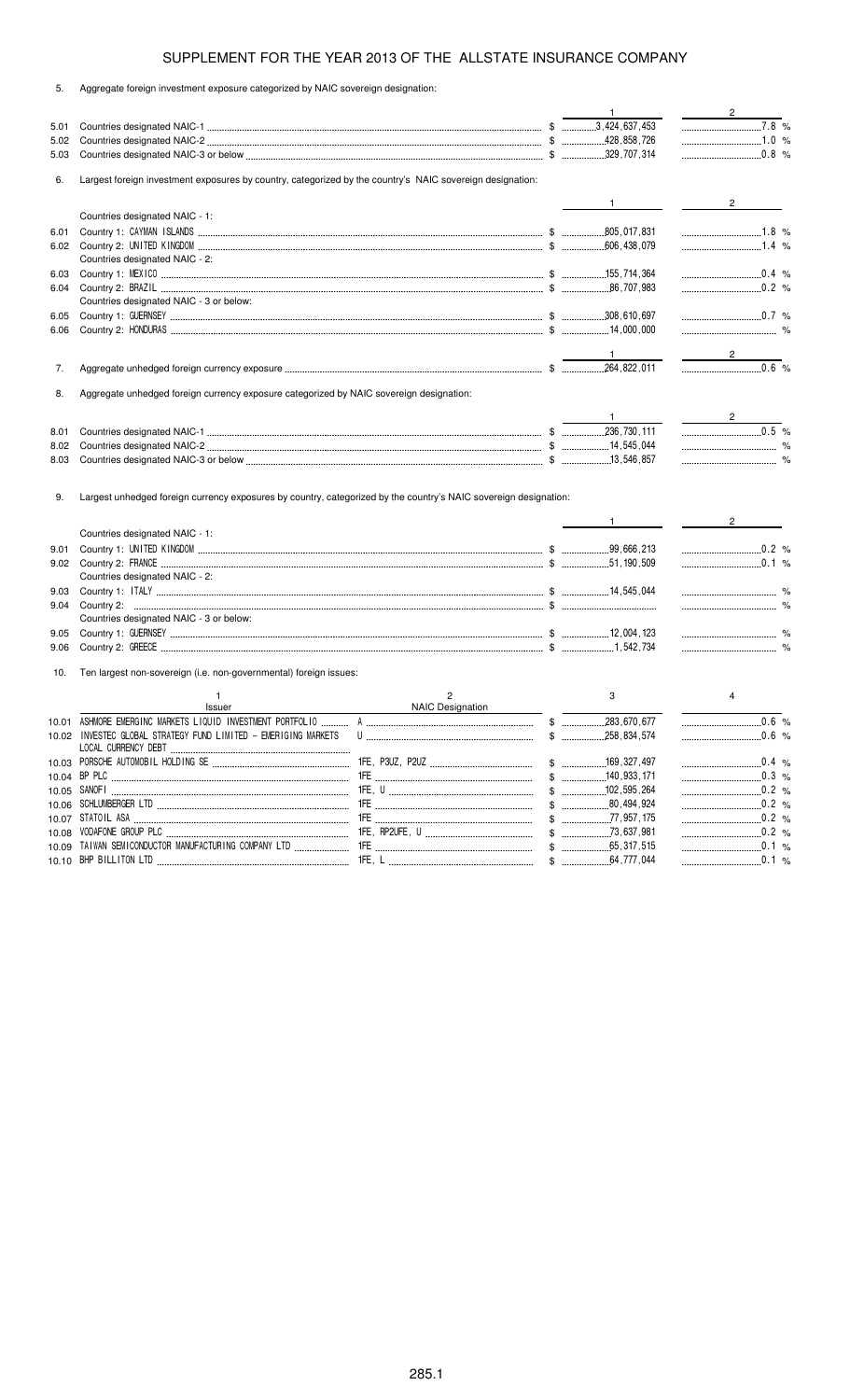# SUPPLEMENT FOR THE YEAR 2013 OF THE ALLSTATE INSURANCE COMPANY

5. Aggregate foreign investment exposure categorized by NAIC sovereign designation:

| | | 1 | 2 |
|---|---|---|---|
| 5.01 | Countries designated NAIC-1 | $ 3,424,637,453 | 7.8 % |
| 5.02 | Countries designated NAIC-2 | $ 428,858,726 | 1.0 % |
| 5.03 | Countries designated NAIC-3 or below | $ 329,707,314 | 0.8 % |

6. Largest foreign investment exposures by country, categorized by the country's NAIC sovereign designation:

| | | 1 | 2 |
|---|---|---|---|
| | Countries designated NAIC - 1: | | |
| 6.01 | Country 1: CAYMAN ISLANDS | $ 805,017,831 | 1.8 % |
| 6.02 | Country 2: UNITED KINGDOM | $ 606,438,079 | 1.4 % |
| | Countries designated NAIC - 2: | | |
| 6.03 | Country 1: MEXICO | $ 155,714,364 | 0.4 % |
| 6.04 | Country 2: BRAZIL | $ 86,707,983 | 0.2 % |
| | Countries designated NAIC - 3 or below: | | |
| 6.05 | Country 1: GUERNSEY | $ 308,610,697 | 0.7 % |
| 6.06 | Country 2: HONDURAS | $ 14,000,000 | % |

| | | 1 | 2 |
|---|---|---|---|
| 7. | Aggregate unhedged foreign currency exposure | $ 264,822,011 | 0.6 % |

8. Aggregate unhedged foreign currency exposure categorized by NAIC sovereign designation:

| | | 1 | 2 |
|---|---|---|---|
| 8.01 | Countries designated NAIC-1 | $ 236,730,111 | 0.5 % |
| 8.02 | Countries designated NAIC-2 | $ 14,545,044 | % |
| 8.03 | Countries designated NAIC-3 or below | $ 13,546,857 | % |

9. Largest unhedged foreign currency exposures by country, categorized by the country's NAIC sovereign designation:

| | | 1 | 2 |
|---|---|---|---|
| | Countries designated NAIC - 1: | | |
| 9.01 | Country 1: UNITED KINGDOM | $ 99,666,213 | 0.2 % |
| 9.02 | Country 2: FRANCE | $ 51,190,509 | 0.1 % |
| | Countries designated NAIC - 2: | | |
| 9.03 | Country 1: ITALY | $ 14,545,044 | % |
| 9.04 | Country 2: | $ | % |
| | Countries designated NAIC - 3 or below: | | |
| 9.05 | Country 1: GUERNSEY | $ 12,004,123 | % |
| 9.06 | Country 2: GREECE | $ 1,542,734 | % |

10. Ten largest non-sovereign (i.e. non-governmental) foreign issues:

| | 1<br>Issuer | 2<br>NAIC Designation | 3 | 4 |
|---|---|---|---|---|
| 10.01 | ASHMORE EMERGING MARKETS LIQUID INVESTMENT PORTFOLIO | A | $ 283,670,677 | 0.6 % |
| 10.02 | INVESTEC GLOBAL STRATEGY FUND LIMITED - EMERIGING MARKETS LOCAL CURRENCY DEBT | U | $ 258,834,574 | 0.6 % |
| 10.03 | PORSCHE AUTOMOBIL HOLDING SE | 1FE, P3UZ, P2UZ | $ 169,327,497 | 0.4 % |
| 10.04 | BP PLC | 1FE | $ 140,933,171 | 0.3 % |
| 10.05 | SANOFI | 1FE, U | $ 102,595,264 | 0.2 % |
| 10.06 | SCHLUMBERGER LTD | 1FE | $ 80,494,924 | 0.2 % |
| 10.07 | STATOIL ASA | 1FE | $ 77,957,175 | 0.2 % |
| 10.08 | VODAFONE GROUP PLC | 1FE, RP2UFE, U | $ 73,637,981 | 0.2 % |
| 10.09 | TAIWAN SEMICONDUCTOR MANUFACTURING COMPANY LTD | 1FE | $ 65,317,515 | 0.1 % |
| 10.10 | BHP BILLITON LTD | 1FE, L | $ 64,777,044 | 0.1 % |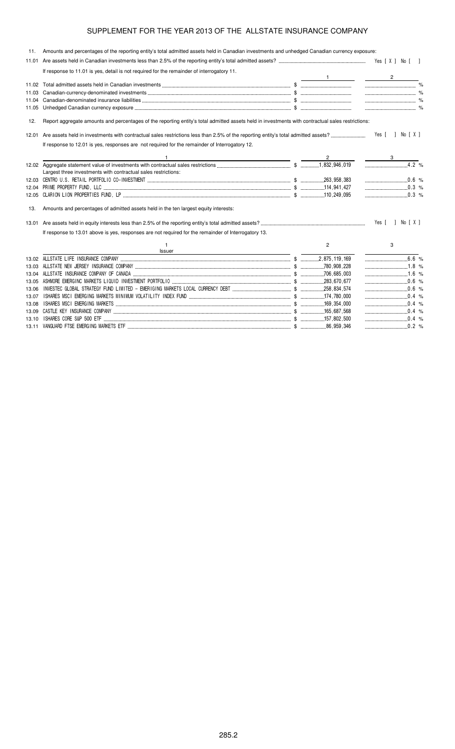# SUPPLEMENT FOR THE YEAR 2013 OF THE ALLSTATE INSURANCE COMPANY

11. Amounts and percentages of the reporting entity's total admitted assets held in Canadian investments and unhedged Canadian currency exposure:

11.01 Are assets held in Canadian investments less than 2.5% of the reporting entity's total admitted assets? Yes [ X ] No [ ]

If response to 11.01 is yes, detail is not required for the remainder of interrogatory 11.

| | | 1 | 2 |
|---|---|---|---|
| 11.02 | Total admitted assets held in Canadian investments | $ | % |
| 11.03 | Canadian-currency-denominated investments | $ | % |
| 11.04 | Canadian-denominated insurance liabilities | $ | % |
| 11.05 | Unhedged Canadian currency exposure | $ | % |

12. Report aggregate amounts and percentages of the reporting entity's total admitted assets held in investments with contractual sales restrictions:

12.01 Are assets held in investments with contractual sales restrictions less than 2.5% of the reporting entity's total admitted assets? Yes [ ] No [ X ]

If response to 12.01 is yes, responses are not required for the remainder of Interrogatory 12.

| | 1 | 2 | 3 |
|---|---|---|---|
| 12.02 | Aggregate statement value of investments with contractual sales restrictions | $ 1,832,946,019 | 4.2 % |
| | Largest three investments with contractual sales restrictions: | | |
| 12.03 | CENTRO U.S. RETAIL PORTFOLIO CO-INVESTMENT | $ 263,958,383 | 0.6 % |
| 12.04 | PRIME PROPERTY FUND, LLC | $ 114,941,427 | 0.3 % |
| 12.05 | CLARION LION PROPERTIES FUND, LP | $ 110,249,095 | 0.3 % |

13. Amounts and percentages of admitted assets held in the ten largest equity interests:

13.01 Are assets held in equity interests less than 2.5% of the reporting entity's total admitted assets? Yes [ ] No [ X ]

If response to 13.01 above is yes, responses are not required for the remainder of Interrogatory 13.

| | 1<br>Issuer | 2 | 3 |
|---|---|---|---|
| 13.02 | ALLSTATE LIFE INSURANCE COMPANY | $ 2,875,119,169 | 6.6 % |
| 13.03 | ALLSTATE NEW JERSEY INSURANCE COMPANY | $ 780,908,228 | 1.8 % |
| 13.04 | ALLSTATE INSURANCE COMPANY OF CANADA | $ 706,685,003 | 1.6 % |
| 13.05 | ASHMORE EMERGINC MARKETS LIQUID INVESTMENT PORTFOLIO | $ 283,670,677 | 0.6 % |
| 13.06 | INVESTEC GLOBAL STRATEGY FUND LIMITED - EMERIGING MARKETS LOCAL CURRENCY DEBT | $ 258,834,574 | 0.6 % |
| 13.07 | ISHARES MSCI EMERGING MARKETS MINIMUM VOLATILITY INDEX FUND | $ 174,780,000 | 0.4 % |
| 13.08 | ISHARES MSCI EMERGING MARKETS | $ 169,354,000 | 0.4 % |
| 13.09 | CASTLE KEY INSURANCE COMPANY | $ 165,687,568 | 0.4 % |
| 13.10 | ISHARES CORE S&P 500 ETF | $ 157,802,500 | 0.4 % |
| 13.11 | VANGUARD FTSE EMERGING MARKETS ETF | $ 86,959,346 | 0.2 % |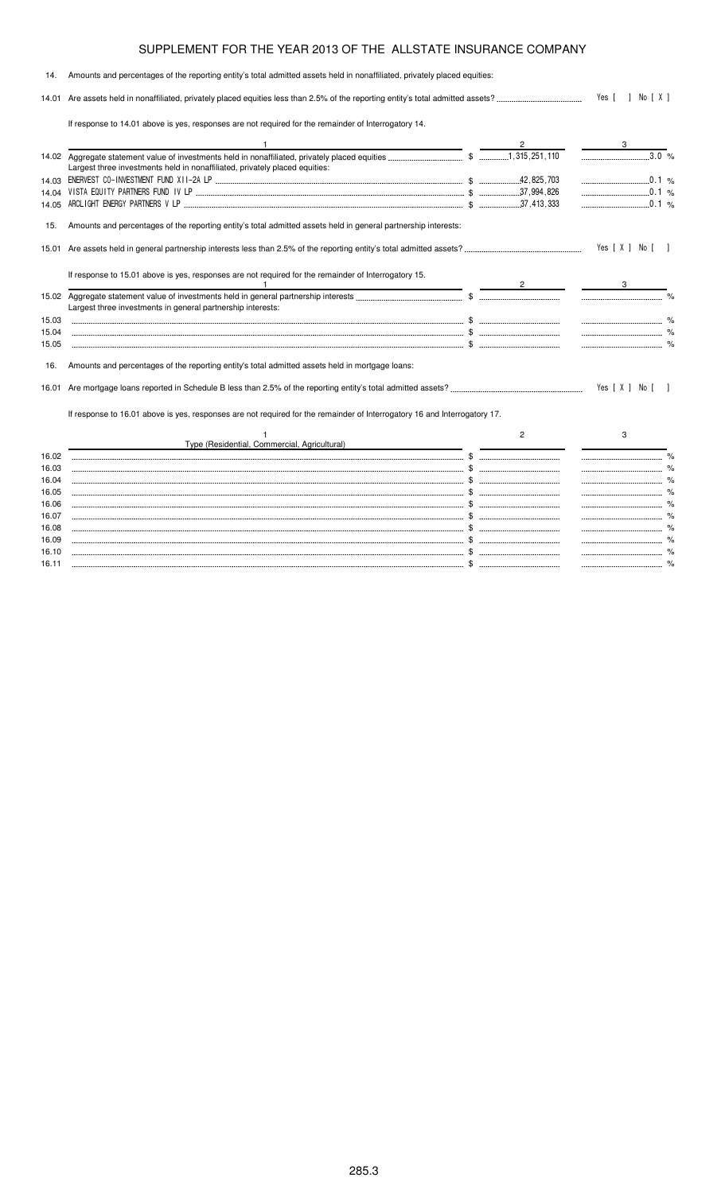# SUPPLEMENT FOR THE YEAR 2013 OF THE ALLSTATE INSURANCE COMPANY

14. Amounts and percentages of the reporting entity's total admitted assets held in nonaffiliated, privately placed equities:

14.01 Are assets held in nonaffiliated, privately placed equities less than 2.5% of the reporting entity's total admitted assets? Yes [ ] No [ X ]

If response to 14.01 above is yes, responses are not required for the remainder of Interrogatory 14.

| | 1 | 2 | 3 |
|---|---|---|---|
| 14.02 | Aggregate statement value of investments held in nonaffiliated, privately placed equities | $ 1,315,251,110 | 3.0 % |
| | Largest three investments held in nonaffiliated, privately placed equities: | | |
| 14.03 | ENERVEST CO-INVESTMENT FUND XII-2A LP | $ 42,825,703 | 0.1 % |
| 14.04 | VISTA EQUITY PARTNERS FUND IV LP | $ 37,994,826 | 0.1 % |
| 14.05 | ARCLIGHT ENERGY PARTNERS V LP | $ 37,413,333 | 0.1 % |

15. Amounts and percentages of the reporting entity's total admitted assets held in general partnership interests:

15.01 Are assets held in general partnership interests less than 2.5% of the reporting entity's total admitted assets? Yes [ X ] No [ ]

If response to 15.01 above is yes, responses are not required for the remainder of Interrogatory 15.

| | 1 | 2 | 3 |
|---|---|---|---|
| 15.02 | Aggregate statement value of investments held in general partnership interests | $ | % |
| | Largest three investments in general partnership interests: | | |
| 15.03 | | $ | % |
| 15.04 | | $ | % |
| 15.05 | | $ | % |

16. Amounts and percentages of the reporting entity's total admitted assets held in mortgage loans:

16.01 Are mortgage loans reported in Schedule B less than 2.5% of the reporting entity's total admitted assets? Yes [ X ] No [ ]

If response to 16.01 above is yes, responses are not required for the remainder of Interrogatory 16 and Interrogatory 17.

| | 1<br>Type (Residential, Commercial, Agricultural) | 2 | 3 |
|---|---|---|---|
| 16.02 | | $ | % |
| 16.03 | | $ | % |
| 16.04 | | $ | % |
| 16.05 | | $ | % |
| 16.06 | | $ | % |
| 16.07 | | $ | % |
| 16.08 | | $ | % |
| 16.09 | | $ | % |
| 16.10 | | $ | % |
| 16.11 | | $ | % |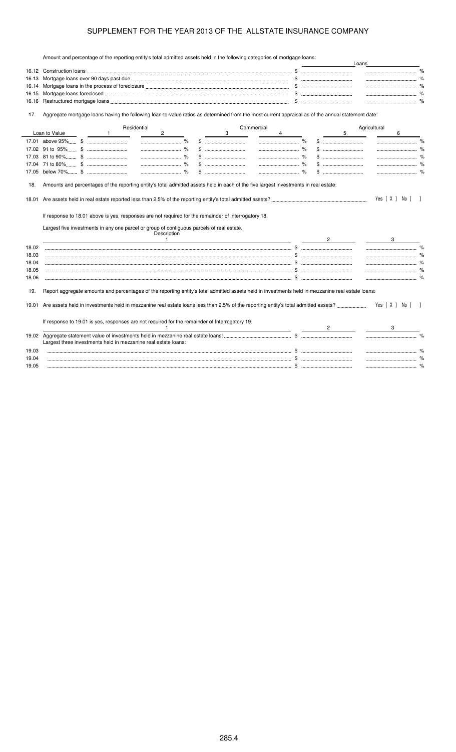# SUPPLEMENT FOR THE YEAR 2013 OF THE ALLSTATE INSURANCE COMPANY

Amount and percentage of the reporting entity's total admitted assets held in the following categories of mortgage loans:

| | Loans | |
|---|---|---|
| 16.12 Construction loans | $ | % |
| 16.13 Mortgage loans over 90 days past due | $ | % |
| 16.14 Mortgage loans in the process of foreclosure | $ | % |
| 16.15 Mortgage loans foreclosed | $ | % |
| 16.16 Restructured mortgage loans | $ | % |

17. Aggregate mortgage loans having the following loan-to-value ratios as determined from the most current appraisal as of the annual statement date:

| | Residential | | Commercial | | Agricultural | |
|---|---|---|---|---|---|---|
| Loan to Value | 1 | 2 | 3 | 4 | 5 | 6 |
| 17.01 above 95% | $ | % | $ | % | $ | % |
| 17.02 91 to 95% | $ | % | $ | % | $ | % |
| 17.03 81 to 90% | $ | % | $ | % | $ | % |
| 17.04 71 to 80% | $ | % | $ | % | $ | % |
| 17.05 below 70% | $ | % | $ | % | $ | % |

18. Amounts and percentages of the reporting entity's total admitted assets held in each of the five largest investments in real estate:

18.01 Are assets held in real estate reported less than 2.5% of the reporting entity's total admitted assets? Yes [ X ] No [ ]

If response to 18.01 above is yes, responses are not required for the remainder of Interrogatory 18.

Largest five investments in any one parcel or group of contiguous parcels of real estate.

| | Description<br>1 | 2 | 3 |
|---|---|---|---|
| 18.02 | | $ | % |
| 18.03 | | $ | % |
| 18.04 | | $ | % |
| 18.05 | | $ | % |
| 18.06 | | $ | % |

19. Report aggregate amounts and percentages of the reporting entity's total admitted assets held in investments held in mezzanine real estate loans:

19.01 Are assets held in investments held in mezzanine real estate loans less than 2.5% of the reporting entity's total admitted assets? Yes [ X ] No [ ]

If response to 19.01 is yes, responses are not required for the remainder of Interrogatory 19.

| | 1 | 2 | 3 |
|---|---|---|---|
| 19.02 | Aggregate statement value of investments held in mezzanine real estate loans: | $ | % |
| | Largest three investments held in mezzanine real estate loans: | | |
| 19.03 | | $ | % |
| 19.04 | | $ | % |
| 19.05 | | $ | % |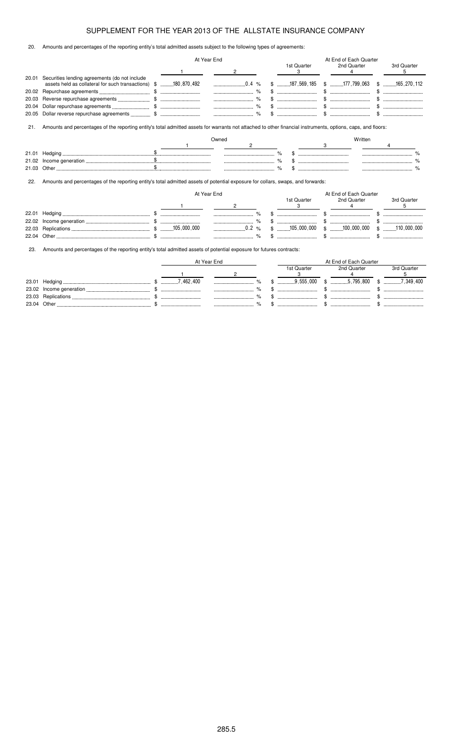# SUPPLEMENT FOR THE YEAR 2013 OF THE ALLSTATE INSURANCE COMPANY

20. Amounts and percentages of the reporting entity's total admitted assets subject to the following types of agreements:

| | At Year End | | At End of Each Quarter | | |
|---|---|---|---|---|---|
| | | | 1st Quarter | 2nd Quarter | 3rd Quarter |
| | 1 | 2 | 3 | 4 | 5 |
| 20.01 Securities lending agreements (do not include assets held as collateral for such transactions) | $ 180,870,492 | 0.4 % | $ 187,569,185 | $ 177,799,063 | $ 165,270,112 |
| 20.02 Repurchase agreements | $ | % | $ | $ | $ |
| 20.03 Reverse repurchase agreements | $ | % | $ | $ | $ |
| 20.04 Dollar repurchase agreements | $ | % | $ | $ | $ |
| 20.05 Dollar reverse repurchase agreements | $ | % | $ | $ | $ |

21. Amounts and percentages of the reporting entity's total admitted assets for warrants not attached to other financial instruments, options, caps, and floors:

| | Owned | | Written | |
|---|---|---|---|---|
| | 1 | 2 | 3 | 4 |
| 21.01 Hedging | $ | % | $ | % |
| 21.02 Income generation | $ | % | $ | % |
| 21.03 Other | $ | % | $ | % |

22. Amounts and percentages of the reporting entity's total admitted assets of potential exposure for collars, swaps, and forwards:

| | At Year End | | At End of Each Quarter | | |
|---|---|---|---|---|---|
| | | | 1st Quarter | 2nd Quarter | 3rd Quarter |
| | 1 | 2 | 3 | 4 | 5 |
| 22.01 Hedging | $ | % | $ | $ | $ |
| 22.02 Income generation | $ | % | $ | $ | $ |
| 22.03 Replications | $ 105,000,000 | 0.2 % | $ 105,000,000 | $ 100,000,000 | $ 110,000,000 |
| 22.04 Other | $ | % | $ | $ | $ |

23. Amounts and percentages of the reporting entity's total admitted assets of potential exposure for futures contracts:

| | At Year End | | At End of Each Quarter | | |
|---|---|---|---|---|---|
| | | | 1st Quarter | 2nd Quarter | 3rd Quarter |
| | 1 | 2 | 3 | 4 | 5 |
| 23.01 Hedging | $ 7,462,400 | % | $ 9,555,000 | $ 5,795,800 | $ 7,349,400 |
| 23.02 Income generation | $ | % | $ | $ | $ |
| 23.03 Replications | $ | % | $ | $ | $ |
| 23.04 Other | $ | % | $ | $ | $ |